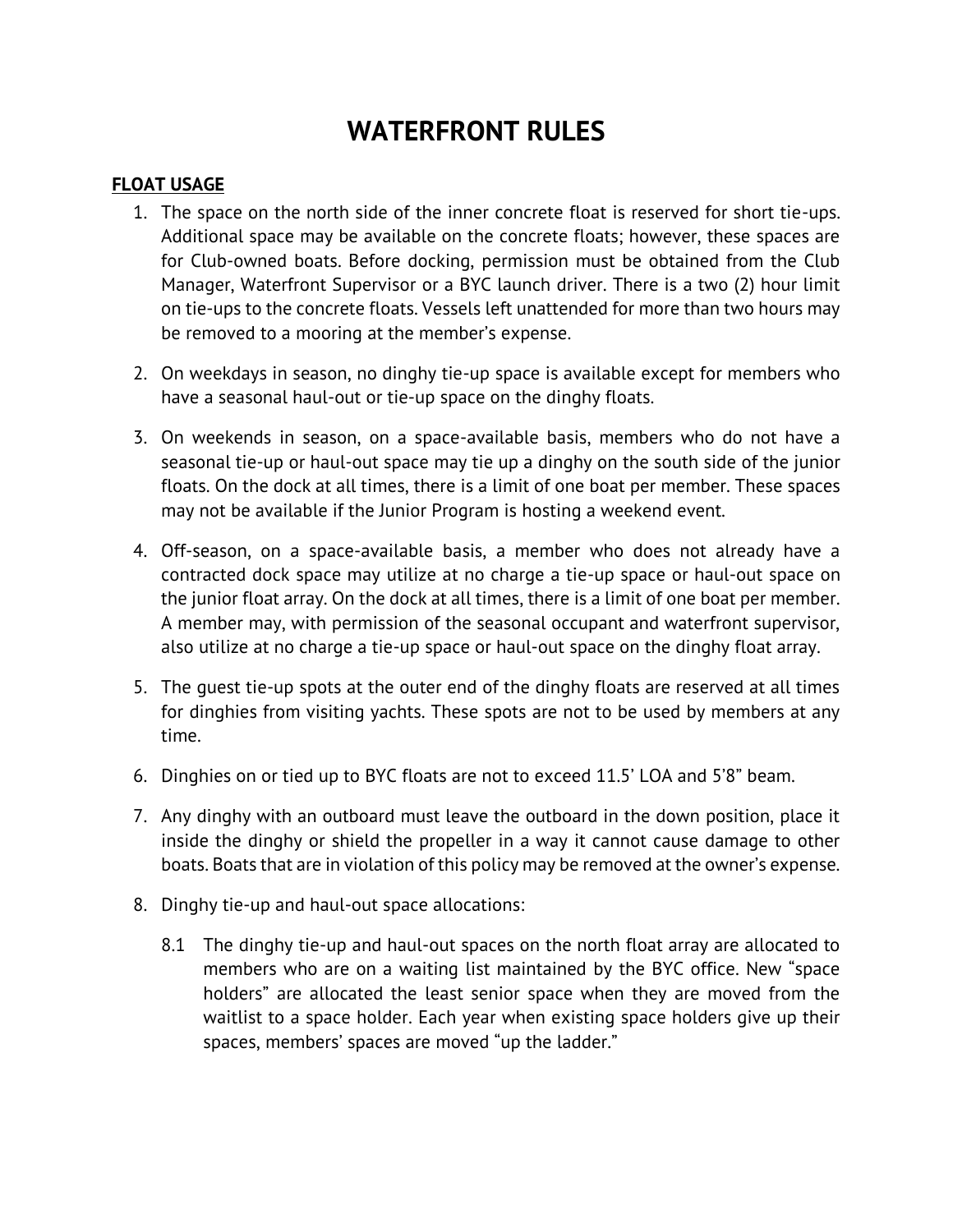# WATERFRONT RULES

## FLOAT USAGE

1. The space on the north side of the inner concrete float is reserved for short tie-ups. Additional space may be available on the concrete floats; however, these spaces are for Club-owned boats. Before docking, permission must be obtained from the Club Manager, Waterfront Supervisor or a BYC launch driver. There is a two (2) hour limit on tie-ups to the concrete floats. Vessels left unattended for more than two hours may be removed to a mooring at the member's expense.

2. On weekdays in season, no dinghy tie-up space is available except for members who have a seasonal haul-out or tie-up space on the dinghy floats.

3. On weekends in season, on a space-available basis, members who do not have a seasonal tie-up or haul-out space may tie up a dinghy on the south side of the junior floats. On the dock at all times, there is a limit of one boat per member. These spaces may not be available if the Junior Program is hosting a weekend event.

4. Off-season, on a space-available basis, a member who does not already have a contracted dock space may utilize at no charge a tie-up space or haul-out space on the junior float array. On the dock at all times, there is a limit of one boat per member. A member may, with permission of the seasonal occupant and waterfront supervisor, also utilize at no charge a tie-up space or haul-out space on the dinghy float array.

5. The guest tie-up spots at the outer end of the dinghy floats are reserved at all times for dinghies from visiting yachts. These spots are not to be used by members at any time.

6. Dinghies on or tied up to BYC floats are not to exceed 11.5' LOA and 5'8" beam.

7. Any dinghy with an outboard must leave the outboard in the down position, place it inside the dinghy or shield the propeller in a way it cannot cause damage to other boats. Boats that are in violation of this policy may be removed at the owner's expense.

8. Dinghy tie-up and haul-out space allocations:

   8.1 The dinghy tie-up and haul-out spaces on the north float array are allocated to members who are on a waiting list maintained by the BYC office. New "space holders" are allocated the least senior space when they are moved from the waitlist to a space holder. Each year when existing space holders give up their spaces, members' spaces are moved "up the ladder."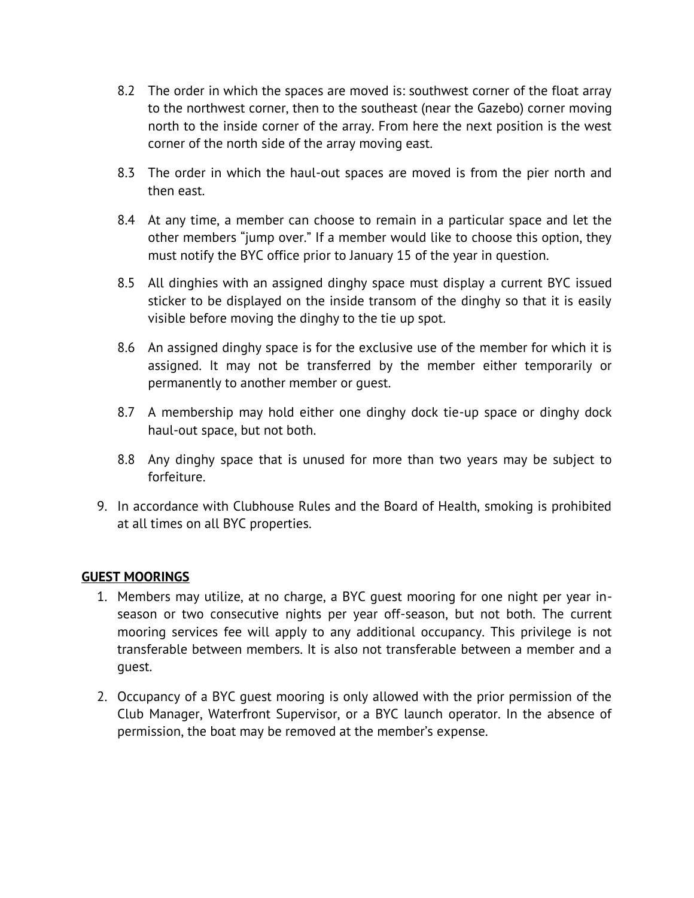8.2 The order in which the spaces are moved is: southwest corner of the float array to the northwest corner, then to the southeast (near the Gazebo) corner moving north to the inside corner of the array. From here the next position is the west corner of the north side of the array moving east.

8.3 The order in which the haul-out spaces are moved is from the pier north and then east.

8.4 At any time, a member can choose to remain in a particular space and let the other members "jump over." If a member would like to choose this option, they must notify the BYC office prior to January 15 of the year in question.

8.5 All dinghies with an assigned dinghy space must display a current BYC issued sticker to be displayed on the inside transom of the dinghy so that it is easily visible before moving the dinghy to the tie up spot.

8.6 An assigned dinghy space is for the exclusive use of the member for which it is assigned. It may not be transferred by the member either temporarily or permanently to another member or guest.

8.7 A membership may hold either one dinghy dock tie-up space or dinghy dock haul-out space, but not both.

8.8 Any dinghy space that is unused for more than two years may be subject to forfeiture.

9. In accordance with Clubhouse Rules and the Board of Health, smoking is prohibited at all times on all BYC properties.

## GUEST MOORINGS

1. Members may utilize, at no charge, a BYC guest mooring for one night per year in-season or two consecutive nights per year off-season, but not both. The current mooring services fee will apply to any additional occupancy. This privilege is not transferable between members. It is also not transferable between a member and a guest.

2. Occupancy of a BYC guest mooring is only allowed with the prior permission of the Club Manager, Waterfront Supervisor, or a BYC launch operator. In the absence of permission, the boat may be removed at the member's expense.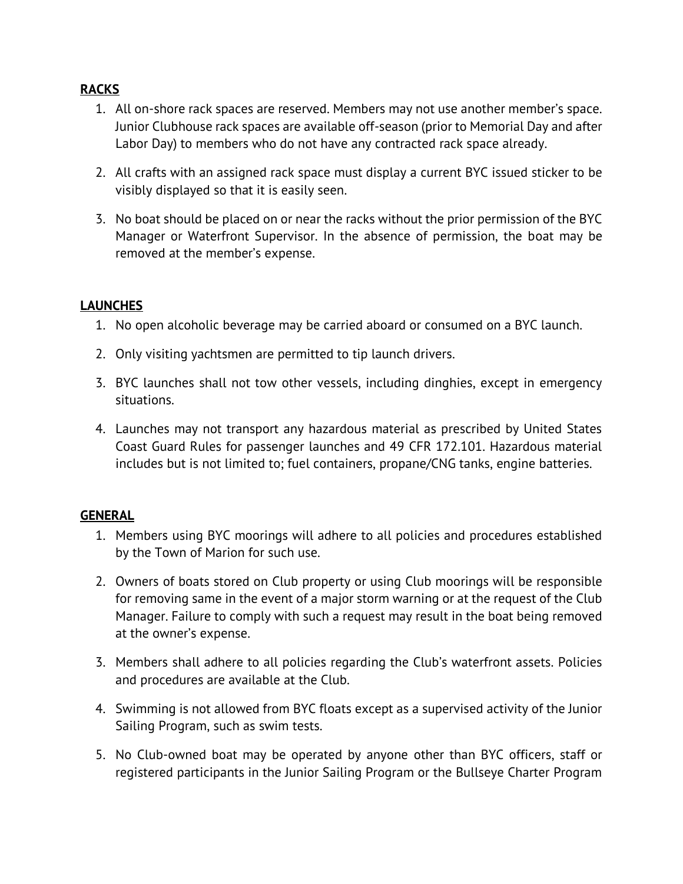**RACKS**

1. All on-shore rack spaces are reserved. Members may not use another member's space. Junior Clubhouse rack spaces are available off-season (prior to Memorial Day and after Labor Day) to members who do not have any contracted rack space already.

2. All crafts with an assigned rack space must display a current BYC issued sticker to be visibly displayed so that it is easily seen.

3. No boat should be placed on or near the racks without the prior permission of the BYC Manager or Waterfront Supervisor. In the absence of permission, the boat may be removed at the member's expense.

**LAUNCHES**

1. No open alcoholic beverage may be carried aboard or consumed on a BYC launch.

2. Only visiting yachtsmen are permitted to tip launch drivers.

3. BYC launches shall not tow other vessels, including dinghies, except in emergency situations.

4. Launches may not transport any hazardous material as prescribed by United States Coast Guard Rules for passenger launches and 49 CFR 172.101. Hazardous material includes but is not limited to; fuel containers, propane/CNG tanks, engine batteries.

**GENERAL**

1. Members using BYC moorings will adhere to all policies and procedures established by the Town of Marion for such use.

2. Owners of boats stored on Club property or using Club moorings will be responsible for removing same in the event of a major storm warning or at the request of the Club Manager. Failure to comply with such a request may result in the boat being removed at the owner's expense.

3. Members shall adhere to all policies regarding the Club's waterfront assets. Policies and procedures are available at the Club.

4. Swimming is not allowed from BYC floats except as a supervised activity of the Junior Sailing Program, such as swim tests.

5. No Club-owned boat may be operated by anyone other than BYC officers, staff or registered participants in the Junior Sailing Program or the Bullseye Charter Program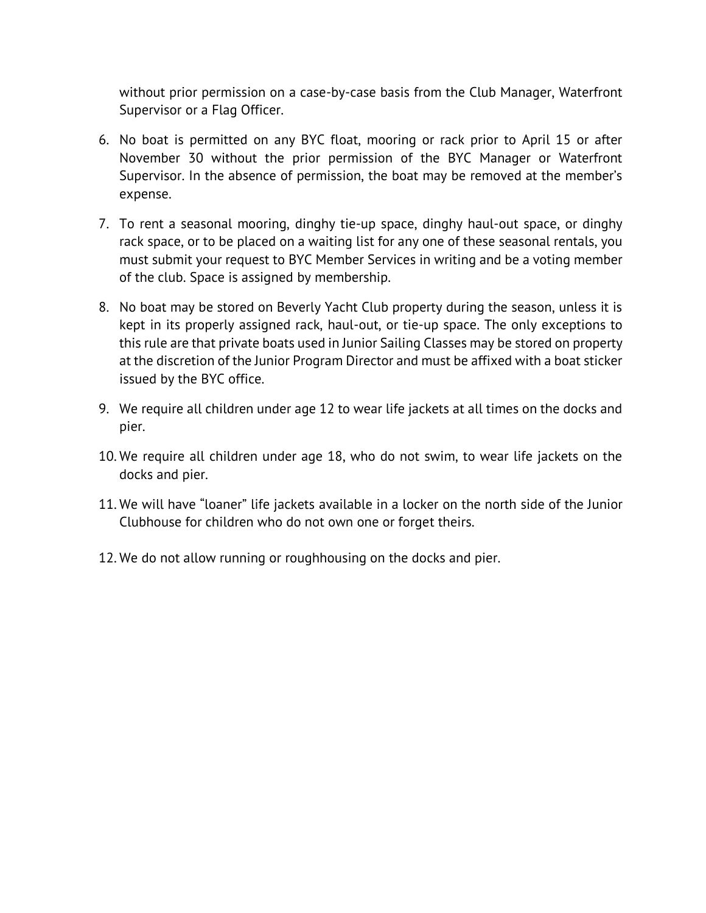without prior permission on a case-by-case basis from the Club Manager, Waterfront Supervisor or a Flag Officer.

6. No boat is permitted on any BYC float, mooring or rack prior to April 15 or after November 30 without the prior permission of the BYC Manager or Waterfront Supervisor. In the absence of permission, the boat may be removed at the member's expense.

7. To rent a seasonal mooring, dinghy tie-up space, dinghy haul-out space, or dinghy rack space, or to be placed on a waiting list for any one of these seasonal rentals, you must submit your request to BYC Member Services in writing and be a voting member of the club. Space is assigned by membership.

8. No boat may be stored on Beverly Yacht Club property during the season, unless it is kept in its properly assigned rack, haul-out, or tie-up space. The only exceptions to this rule are that private boats used in Junior Sailing Classes may be stored on property at the discretion of the Junior Program Director and must be affixed with a boat sticker issued by the BYC office.

9. We require all children under age 12 to wear life jackets at all times on the docks and pier.

10. We require all children under age 18, who do not swim, to wear life jackets on the docks and pier.

11. We will have "loaner" life jackets available in a locker on the north side of the Junior Clubhouse for children who do not own one or forget theirs.

12. We do not allow running or roughhousing on the docks and pier.